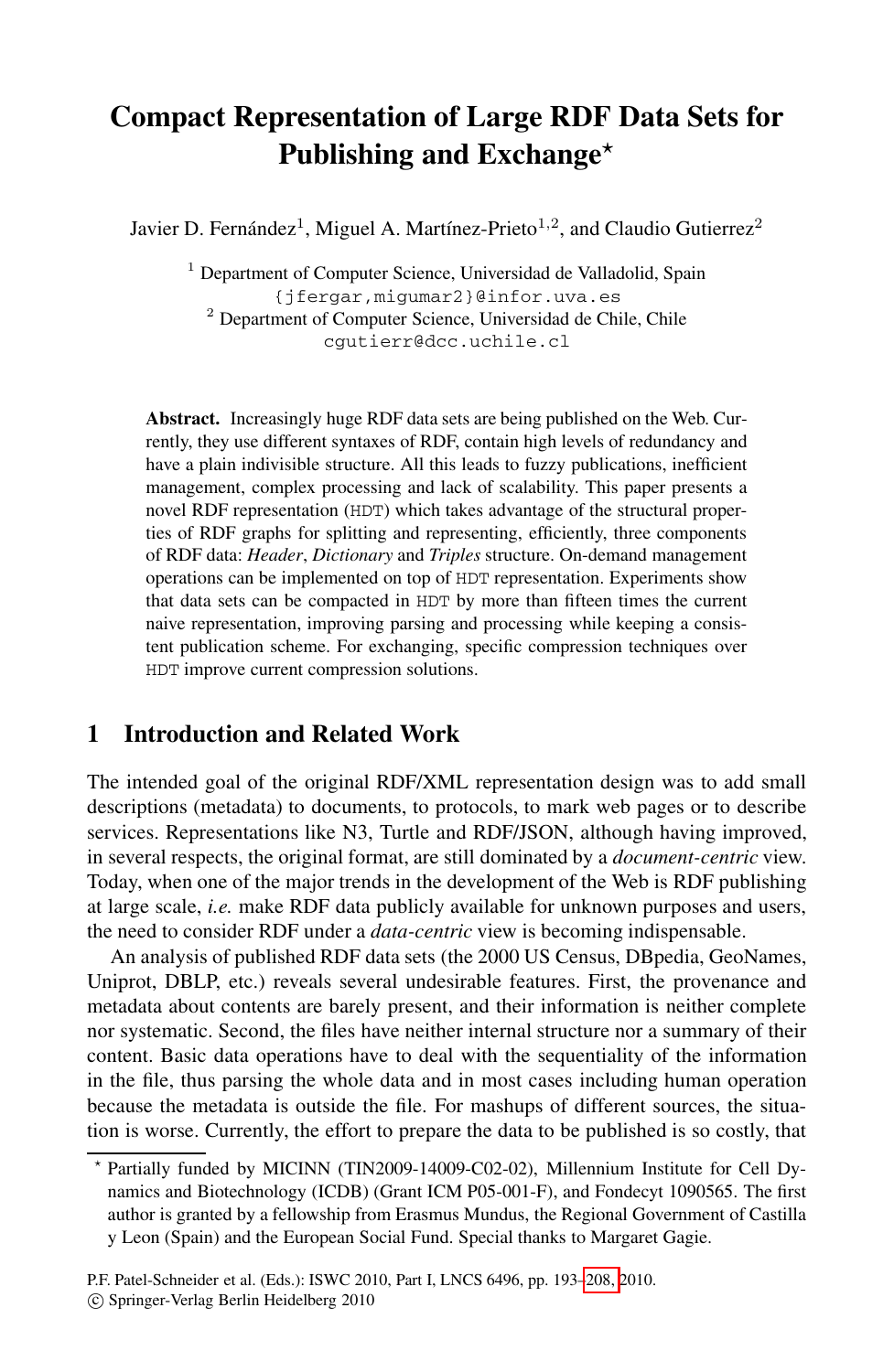# Compact Representation of Large RDF Data Sets for Publishing and Exchange*

Javier D. Fernández[1], Miguel A. Martínez-Prieto[1,2], and Claudio Gutierrez[2]

[1] Department of Computer Science, Universidad de Valladolid, Spain
{jfergar,migumar2}@infor.uva.es
[2] Department of Computer Science, Universidad de Chile, Chile
cgutierr@dcc.uchile.cl

**Abstract.** Increasingly huge RDF data sets are being published on the Web. Currently, they use different syntaxes of RDF, contain high levels of redundancy and have a plain indivisible structure. All this leads to fuzzy publications, inefficient management, complex processing and lack of scalability. This paper presents a novel RDF representation (HDT) which takes advantage of the structural properties of RDF graphs for splitting and representing, efficiently, three components of RDF data: *Header*, *Dictionary* and *Triples* structure. On-demand management operations can be implemented on top of HDT representation. Experiments show that data sets can be compacted in HDT by more than fifteen times the current naive representation, improving parsing and processing while keeping a consistent publication scheme. For exchanging, specific compression techniques over HDT improve current compression solutions.

## 1 Introduction and Related Work

The intended goal of the original RDF/XML representation design was to add small descriptions (metadata) to documents, to protocols, to mark web pages or to describe services. Representations like N3, Turtle and RDF/JSON, although having improved, in several respects, the original format, are still dominated by a *document-centric* view. Today, when one of the major trends in the development of the Web is RDF publishing at large scale, *i.e.* make RDF data publicly available for unknown purposes and users, the need to consider RDF under a *data-centric* view is becoming indispensable.

An analysis of published RDF data sets (the 2000 US Census, DBpedia, GeoNames, Uniprot, DBLP, etc.) reveals several undesirable features. First, the provenance and metadata about contents are barely present, and their information is neither complete nor systematic. Second, the files have neither internal structure nor a summary of their content. Basic data operations have to deal with the sequentiality of the information in the file, thus parsing the whole data and in most cases including human operation because the metadata is outside the file. For mashups of different sources, the situation is worse. Currently, the effort to prepare the data to be published is so costly, that

---

* Partially funded by MICINN (TIN2009-14009-C02-02), Millennium Institute for Cell Dynamics and Biotechnology (ICDB) (Grant ICM P05-001-F), and Fondecyt 1090565. The first author is granted by a fellowship from Erasmus Mundus, the Regional Government of Castilla y Leon (Spain) and the European Social Fund. Special thanks to Margaret Gagie.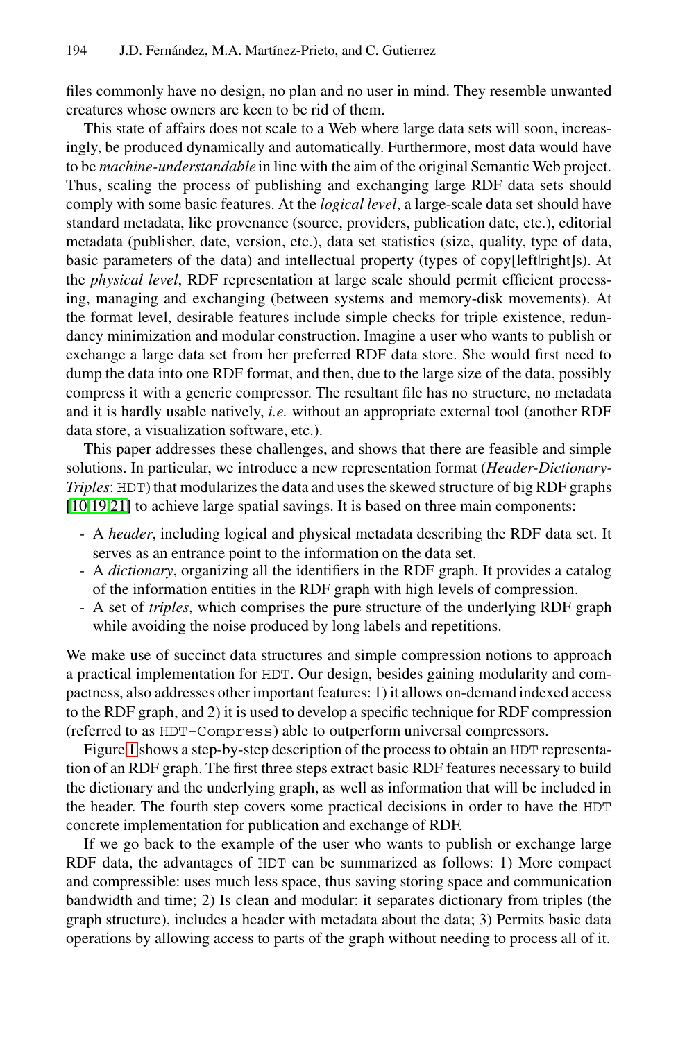files commonly have no design, no plan and no user in mind. They resemble unwanted creatures whose owners are keen to be rid of them.

This state of affairs does not scale to a Web where large data sets will soon, increasingly, be produced dynamically and automatically. Furthermore, most data would have to be *machine-understandable* in line with the aim of the original Semantic Web project. Thus, scaling the process of publishing and exchanging large RDF data sets should comply with some basic features. At the *logical level*, a large-scale data set should have standard metadata, like provenance (source, providers, publication date, etc.), editorial metadata (publisher, date, version, etc.), data set statistics (size, quality, type of data, basic parameters of the data) and intellectual property (types of copy[left|right]s). At the *physical level*, RDF representation at large scale should permit efficient processing, managing and exchanging (between systems and memory-disk movements). At the format level, desirable features include simple checks for triple existence, redundancy minimization and modular construction. Imagine a user who wants to publish or exchange a large data set from her preferred RDF data store. She would first need to dump the data into one RDF format, and then, due to the large size of the data, possibly compress it with a generic compressor. The resultant file has no structure, no metadata and it is hardly usable natively, *i.e.* without an appropriate external tool (another RDF data store, a visualization software, etc.).

This paper addresses these challenges, and shows that there are feasible and simple solutions. In particular, we introduce a new representation format (*Header-Dictionary-Triples*: HDT) that modularizes the data and uses the skewed structure of big RDF graphs [10,19,21] to achieve large spatial savings. It is based on three main components:

- A *header*, including logical and physical metadata describing the RDF data set. It serves as an entrance point to the information on the data set.
- A *dictionary*, organizing all the identifiers in the RDF graph. It provides a catalog of the information entities in the RDF graph with high levels of compression.
- A set of *triples*, which comprises the pure structure of the underlying RDF graph while avoiding the noise produced by long labels and repetitions.

We make use of succinct data structures and simple compression notions to approach a practical implementation for HDT. Our design, besides gaining modularity and compactness, also addresses other important features: 1) it allows on-demand indexed access to the RDF graph, and 2) it is used to develop a specific technique for RDF compression (referred to as HDT-Compress) able to outperform universal compressors.

Figure 1 shows a step-by-step description of the process to obtain an HDT representation of an RDF graph. The first three steps extract basic RDF features necessary to build the dictionary and the underlying graph, as well as information that will be included in the header. The fourth step covers some practical decisions in order to have the HDT concrete implementation for publication and exchange of RDF.

If we go back to the example of the user who wants to publish or exchange large RDF data, the advantages of HDT can be summarized as follows: 1) More compact and compressible: uses much less space, thus saving storing space and communication bandwidth and time; 2) Is clean and modular: it separates dictionary from triples (the graph structure), includes a header with metadata about the data; 3) Permits basic data operations by allowing access to parts of the graph without needing to process all of it.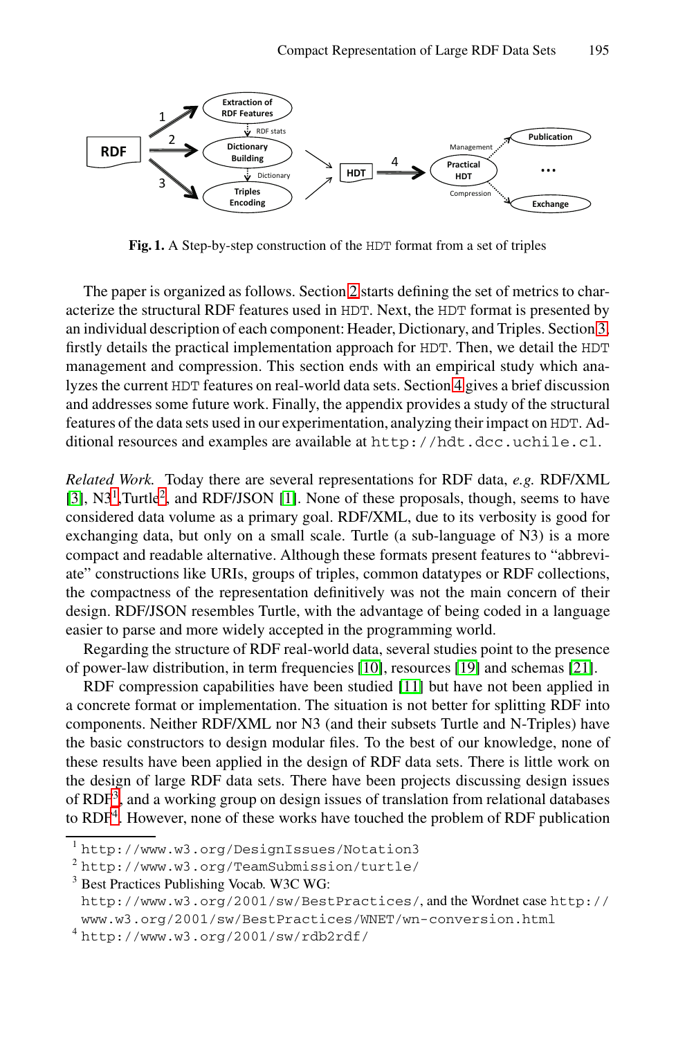**Fig. 1.** A Step-by-step construction of the HDT format from a set of triples

The paper is organized as follows. Section 2 starts defining the set of metrics to characterize the structural RDF features used in HDT. Next, the HDT format is presented by an individual description of each component: Header, Dictionary, and Triples. Section 3 firstly details the practical implementation approach for HDT. Then, we detail the HDT management and compression. This section ends with an empirical study which analyzes the current HDT features on real-world data sets. Section 4 gives a brief discussion and addresses some future work. Finally, the appendix provides a study of the structural features of the data sets used in our experimentation, analyzing their impact on HDT. Additional resources and examples are available at http://hdt.dcc.uchile.cl.

*Related Work.* Today there are several representations for RDF data, *e.g.* RDF/XML [3], N3[1],Turtle[2], and RDF/JSON [1]. None of these proposals, though, seems to have considered data volume as a primary goal. RDF/XML, due to its verbosity is good for exchanging data, but only on a small scale. Turtle (a sub-language of N3) is a more compact and readable alternative. Although these formats present features to "abbreviate" constructions like URIs, groups of triples, common datatypes or RDF collections, the compactness of the representation definitively was not the main concern of their design. RDF/JSON resembles Turtle, with the advantage of being coded in a language easier to parse and more widely accepted in the programming world.

Regarding the structure of RDF real-world data, several studies point to the presence of power-law distribution, in term frequencies [10], resources [19] and schemas [21].

RDF compression capabilities have been studied [11] but have not been applied in a concrete format or implementation. The situation is not better for splitting RDF into components. Neither RDF/XML nor N3 (and their subsets Turtle and N-Triples) have the basic constructors to design modular files. To the best of our knowledge, none of these results have been applied in the design of RDF data sets. There is little work on the design of large RDF data sets. There have been projects discussing design issues of RDF[3], and a working group on design issues of translation from relational databases to RDF[4]. However, none of these works have touched the problem of RDF publication

[1] http://www.w3.org/DesignIssues/Notation3

[2] http://www.w3.org/TeamSubmission/turtle/

[3] Best Practices Publishing Vocab. W3C WG: http://www.w3.org/2001/sw/BestPractices/, and the Wordnet case http://www.w3.org/2001/sw/BestPractices/WNET/wn-conversion.html

[4] http://www.w3.org/2001/sw/rdb2rdf/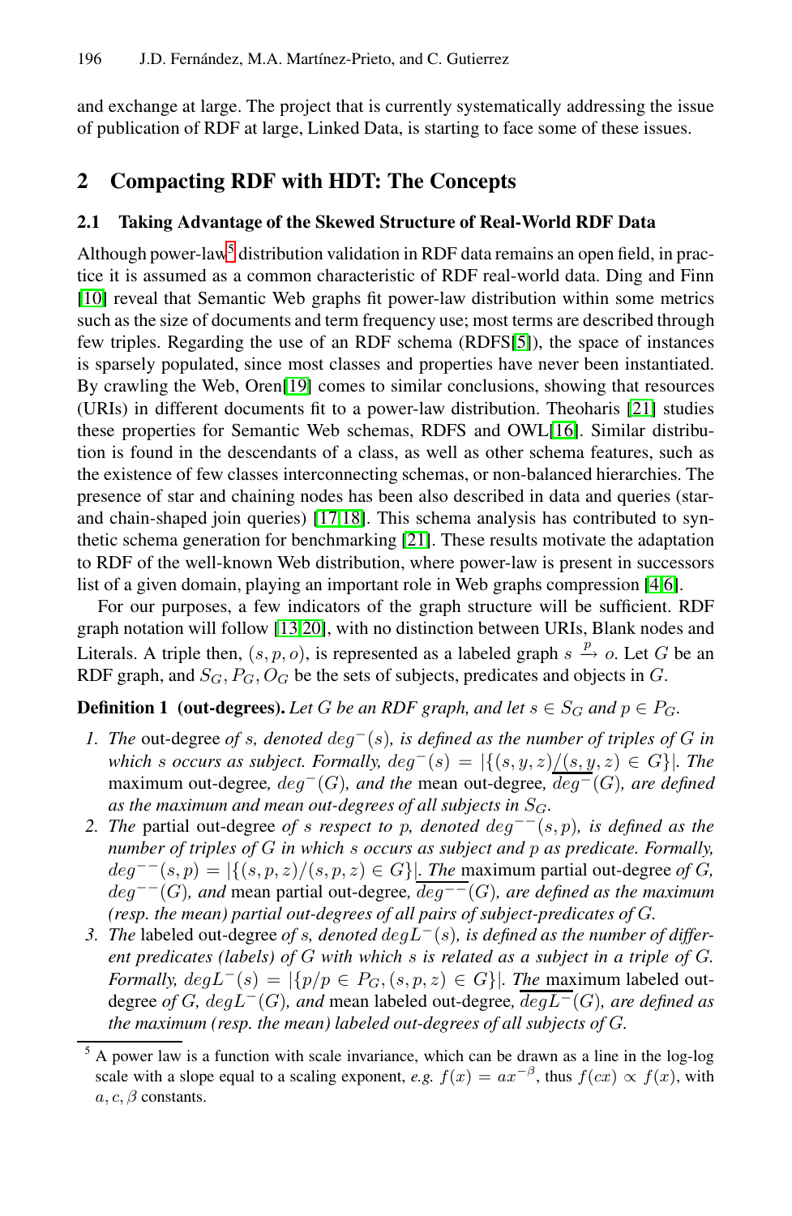and exchange at large. The project that is currently systematically addressing the issue of publication of RDF at large, Linked Data, is starting to face some of these issues.

## 2 Compacting RDF with HDT: The Concepts

### 2.1 Taking Advantage of the Skewed Structure of Real-World RDF Data

Although power-law[5] distribution validation in RDF data remains an open field, in practice it is assumed as a common characteristic of RDF real-world data. Ding and Finn [10] reveal that Semantic Web graphs fit power-law distribution within some metrics such as the size of documents and term frequency use; most terms are described through few triples. Regarding the use of an RDF schema (RDFS[5]), the space of instances is sparsely populated, since most classes and properties have never been instantiated. By crawling the Web, Oren[19] comes to similar conclusions, showing that resources (URIs) in different documents fit to a power-law distribution. Theoharis [21] studies these properties for Semantic Web schemas, RDFS and OWL[16]. Similar distribution is found in the descendants of a class, as well as other schema features, such as the existence of few classes interconnecting schemas, or non-balanced hierarchies. The presence of star and chaining nodes has been also described in data and queries (star- and chain-shaped join queries) [17,18]. This schema analysis has contributed to synthetic schema generation for benchmarking [21]. These results motivate the adaptation to RDF of the well-known Web distribution, where power-law is present in successors list of a given domain, playing an important role in Web graphs compression [4,6].

For our purposes, a few indicators of the graph structure will be sufficient. RDF graph notation will follow [13,20], with no distinction between URIs, Blank nodes and Literals. A triple then, $(s, p, o)$, is represented as a labeled graph $s \xrightarrow{p} o$. Let $G$ be an RDF graph, and $S_G, P_G, O_G$ be the sets of subjects, predicates and objects in $G$.

**Definition 1 (out-degrees).** *Let $G$ be an RDF graph, and let $s \in S_G$ and $p \in P_G$.*

1. *The* out-degree *of $s$, denoted $deg^{-}(s)$, is defined as the number of triples of $G$ in which $s$ occurs as subject. Formally, $deg^{-}(s) = |\{(s, y, z)/(s, y, z) \in G\}|$. The* maximum out-degree*, $deg^{-}(G)$, and the* mean out-degree*, $\overline{deg^{-}}(G)$, are defined as the maximum and mean out-degrees of all subjects in $S_G$.*
2. *The* partial out-degree *of $s$ respect to $p$, denoted $deg^{--}(s, p)$, is defined as the number of triples of $G$ in which $s$ occurs as subject and $p$ as predicate. Formally, $deg^{--}(s, p) = |\{(s, p, z)/(s, p, z) \in G\}|$. The* maximum partial out-degree *of $G$, $deg^{--}(G)$, and* mean partial out-degree*, $\overline{deg^{--}}(G)$, are defined as the maximum (resp. the mean) partial out-degrees of all pairs of subject-predicates of $G$.*
3. *The* labeled out-degree *of $s$, denoted $degL^{-}(s)$, is defined as the number of different predicates (labels) of $G$ with which $s$ is related as a subject in a triple of $G$. Formally, $degL^{-}(s) = |\{p/p \in P_G, (s, p, z) \in G\}|$. The* maximum labeled out-degree *of $G$, $degL^{-}(G)$, and* mean labeled out-degree*, $\overline{degL^{-}}(G)$, are defined as the maximum (resp. the mean) labeled out-degrees of all subjects of $G$.*

[5] A power law is a function with scale invariance, which can be drawn as a line in the log-log scale with a slope equal to a scaling exponent, *e.g.* $f(x) = ax^{-\beta}$, thus $f(cx) \propto f(x)$, with $a, c, \beta$ constants.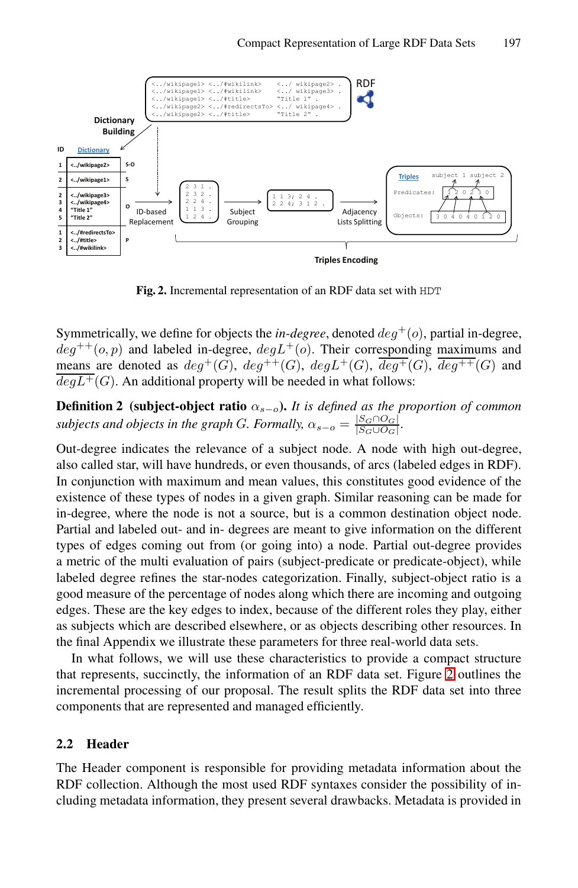**Fig. 2.** Incremental representation of an RDF data set with HDT

Symmetrically, we define for objects the *in-degree*, denoted $deg^{+}(o)$, partial in-degree, $deg^{++}(o,p)$ and labeled in-degree, $degL^{+}(o)$. Their corresponding maximums and means are denoted as $deg^{+}(G)$, $deg^{++}(G)$, $degL^{+}(G)$, $\overline{deg^{+}}(G)$, $\overline{deg^{++}}(G)$ and $\overline{degL^{+}}(G)$. An additional property will be needed in what follows:

**Definition 2 (subject-object ratio $\alpha_{s-o}$).** *It is defined as the proportion of common subjects and objects in the graph G. Formally,* $\alpha_{s-o} = \frac{|S_G \cap O_G|}{|S_G \cup O_G|}$.

Out-degree indicates the relevance of a subject node. A node with high out-degree, also called star, will have hundreds, or even thousands, of arcs (labeled edges in RDF). In conjunction with maximum and mean values, this constitutes good evidence of the existence of these types of nodes in a given graph. Similar reasoning can be made for in-degree, where the node is not a source, but is a common destination object node. Partial and labeled out- and in- degrees are meant to give information on the different types of edges coming out from (or going into) a node. Partial out-degree provides a metric of the multi evaluation of pairs (subject-predicate or predicate-object), while labeled degree refines the star-nodes categorization. Finally, subject-object ratio is a good measure of the percentage of nodes along which there are incoming and outgoing edges. These are the key edges to index, because of the different roles they play, either as subjects which are described elsewhere, or as objects describing other resources. In the final Appendix we illustrate these parameters for three real-world data sets.

In what follows, we will use these characteristics to provide a compact structure that represents, succinctly, the information of an RDF data set. Figure 2 outlines the incremental processing of our proposal. The result splits the RDF data set into three components that are represented and managed efficiently.

## 2.2 Header

The Header component is responsible for providing metadata information about the RDF collection. Although the most used RDF syntaxes consider the possibility of including metadata information, they present several drawbacks. Metadata is provided in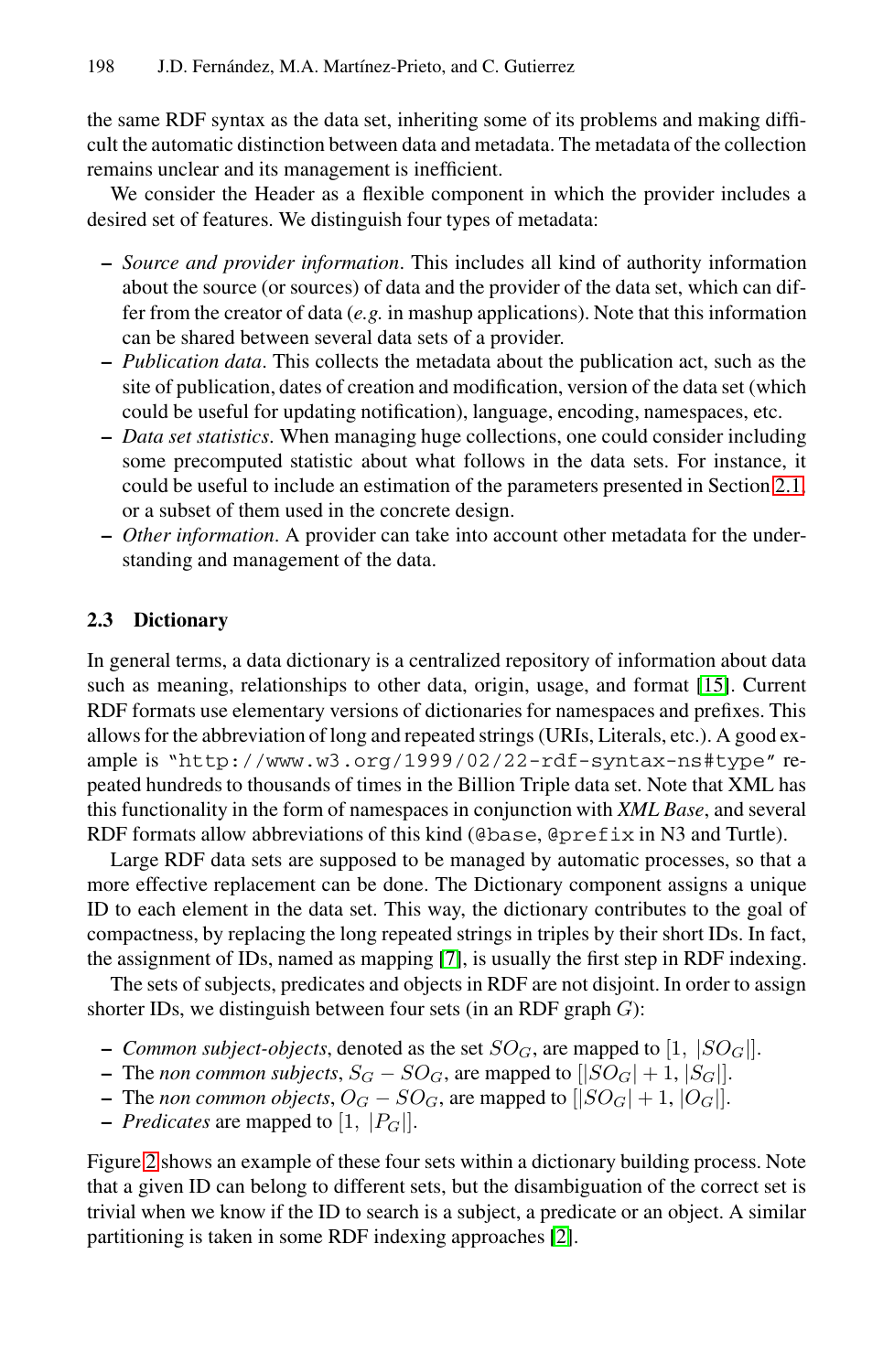the same RDF syntax as the data set, inheriting some of its problems and making difficult the automatic distinction between data and metadata. The metadata of the collection remains unclear and its management is inefficient.

We consider the Header as a flexible component in which the provider includes a desired set of features. We distinguish four types of metadata:

- *Source and provider information*. This includes all kind of authority information about the source (or sources) of data and the provider of the data set, which can differ from the creator of data (*e.g.* in mashup applications). Note that this information can be shared between several data sets of a provider.
- *Publication data*. This collects the metadata about the publication act, such as the site of publication, dates of creation and modification, version of the data set (which could be useful for updating notification), language, encoding, namespaces, etc.
- *Data set statistics*. When managing huge collections, one could consider including some precomputed statistic about what follows in the data sets. For instance, it could be useful to include an estimation of the parameters presented in Section 2.1, or a subset of them used in the concrete design.
- *Other information*. A provider can take into account other metadata for the understanding and management of the data.

### 2.3 Dictionary

In general terms, a data dictionary is a centralized repository of information about data such as meaning, relationships to other data, origin, usage, and format [15]. Current RDF formats use elementary versions of dictionaries for namespaces and prefixes. This allows for the abbreviation of long and repeated strings (URIs, Literals, etc.). A good example is "`http://www.w3.org/1999/02/22-rdf-syntax-ns#type`" repeated hundreds to thousands of times in the Billion Triple data set. Note that XML has this functionality in the form of namespaces in conjunction with *XML Base*, and several RDF formats allow abbreviations of this kind (`@base`, `@prefix` in N3 and Turtle).

Large RDF data sets are supposed to be managed by automatic processes, so that a more effective replacement can be done. The Dictionary component assigns a unique ID to each element in the data set. This way, the dictionary contributes to the goal of compactness, by replacing the long repeated strings in triples by their short IDs. In fact, the assignment of IDs, named as mapping [7], is usually the first step in RDF indexing.

The sets of subjects, predicates and objects in RDF are not disjoint. In order to assign shorter IDs, we distinguish between four sets (in an RDF graph $G$):

- *Common subject-objects*, denoted as the set $SO_G$, are mapped to $[1,\ |SO_G|]$.
- The *non common subjects*, $S_G - SO_G$, are mapped to $[|SO_G|+1, |S_G|]$.
- The *non common objects*, $O_G - SO_G$, are mapped to $[|SO_G|+1, |O_G|]$.
- *Predicates* are mapped to $[1,\ |P_G|]$.

Figure 2 shows an example of these four sets within a dictionary building process. Note that a given ID can belong to different sets, but the disambiguation of the correct set is trivial when we know if the ID to search is a subject, a predicate or an object. A similar partitioning is taken in some RDF indexing approaches [2].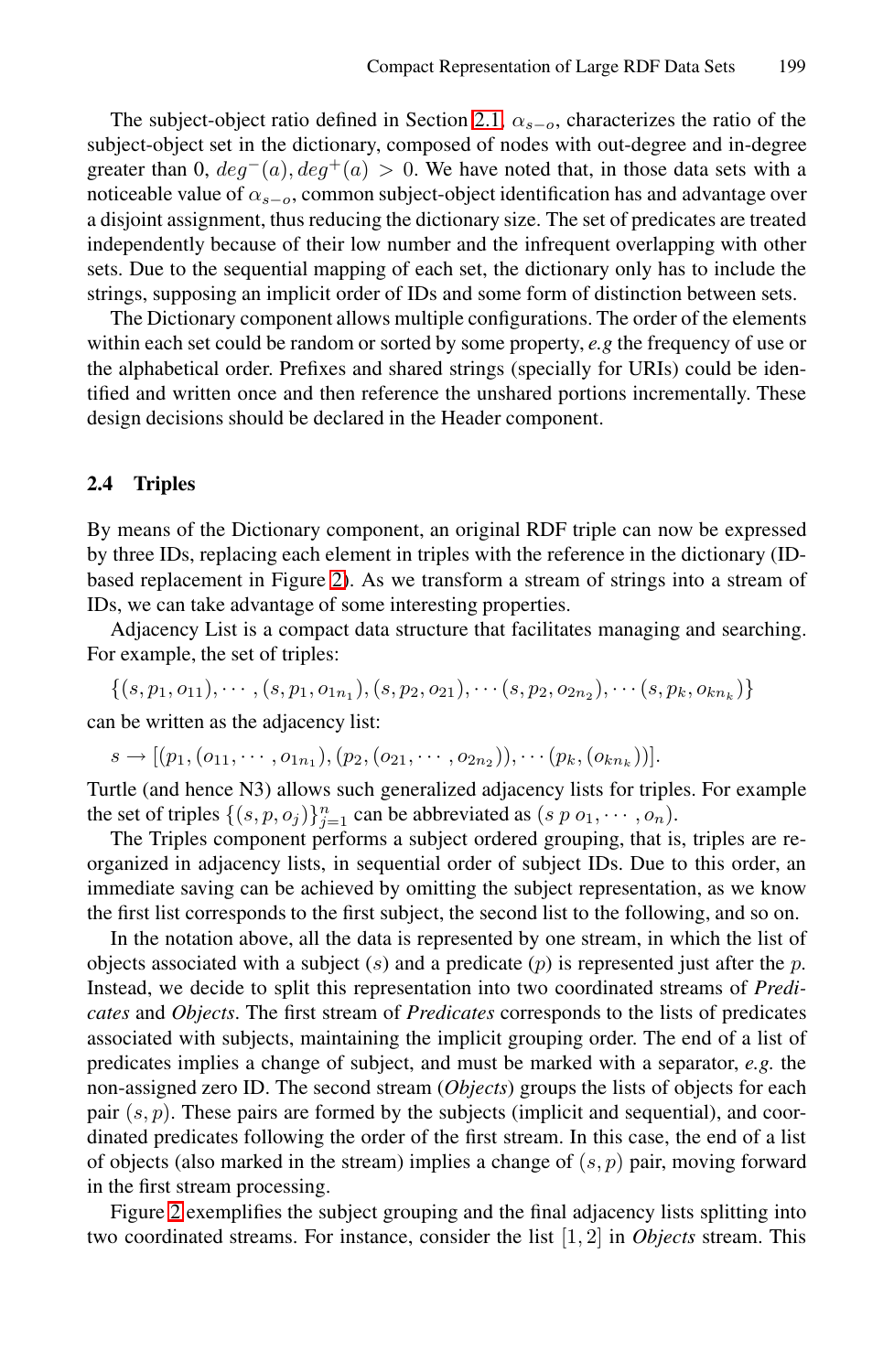The subject-object ratio defined in Section 2.1, $\alpha_{s-o}$, characterizes the ratio of the subject-object set in the dictionary, composed of nodes with out-degree and in-degree greater than 0, $deg^{-}(a), deg^{+}(a) > 0$. We have noted that, in those data sets with a noticeable value of $\alpha_{s-o}$, common subject-object identification has and advantage over a disjoint assignment, thus reducing the dictionary size. The set of predicates are treated independently because of their low number and the infrequent overlapping with other sets. Due to the sequential mapping of each set, the dictionary only has to include the strings, supposing an implicit order of IDs and some form of distinction between sets.

The Dictionary component allows multiple configurations. The order of the elements within each set could be random or sorted by some property, *e.g* the frequency of use or the alphabetical order. Prefixes and shared strings (specially for URIs) could be identified and written once and then reference the unshared portions incrementally. These design decisions should be declared in the Header component.

### 2.4 Triples

By means of the Dictionary component, an original RDF triple can now be expressed by three IDs, replacing each element in triples with the reference in the dictionary (ID-based replacement in Figure 2). As we transform a stream of strings into a stream of IDs, we can take advantage of some interesting properties.

Adjacency List is a compact data structure that facilitates managing and searching. For example, the set of triples:

$$\{(s, p_1, o_{11}), \cdots, (s, p_1, o_{1n_1}), (s, p_2, o_{21}), \cdots (s, p_2, o_{2n_2}), \cdots (s, p_k, o_{kn_k})\}$$

can be written as the adjacency list:

$$s \rightarrow [(p_1, (o_{11}, \cdots, o_{1n_1}), (p_2, (o_{21}, \cdots, o_{2n_2})), \cdots (p_k, (o_{kn_k}))].$$

Turtle (and hence N3) allows such generalized adjacency lists for triples. For example the set of triples $\{(s, p, o_j)\}_{j=1}^{n}$ can be abbreviated as $(s\ p\ o_1, \cdots, o_n)$.

The Triples component performs a subject ordered grouping, that is, triples are reorganized in adjacency lists, in sequential order of subject IDs. Due to this order, an immediate saving can be achieved by omitting the subject representation, as we know the first list corresponds to the first subject, the second list to the following, and so on.

In the notation above, all the data is represented by one stream, in which the list of objects associated with a subject ($s$) and a predicate ($p$) is represented just after the $p$. Instead, we decide to split this representation into two coordinated streams of *Predicates* and *Objects*. The first stream of *Predicates* corresponds to the lists of predicates associated with subjects, maintaining the implicit grouping order. The end of a list of predicates implies a change of subject, and must be marked with a separator, *e.g.* the non-assigned zero ID. The second stream (*Objects*) groups the lists of objects for each pair $(s, p)$. These pairs are formed by the subjects (implicit and sequential), and coordinated predicates following the order of the first stream. In this case, the end of a list of objects (also marked in the stream) implies a change of $(s, p)$ pair, moving forward in the first stream processing.

Figure 2 exemplifies the subject grouping and the final adjacency lists splitting into two coordinated streams. For instance, consider the list $[1, 2]$ in *Objects* stream. This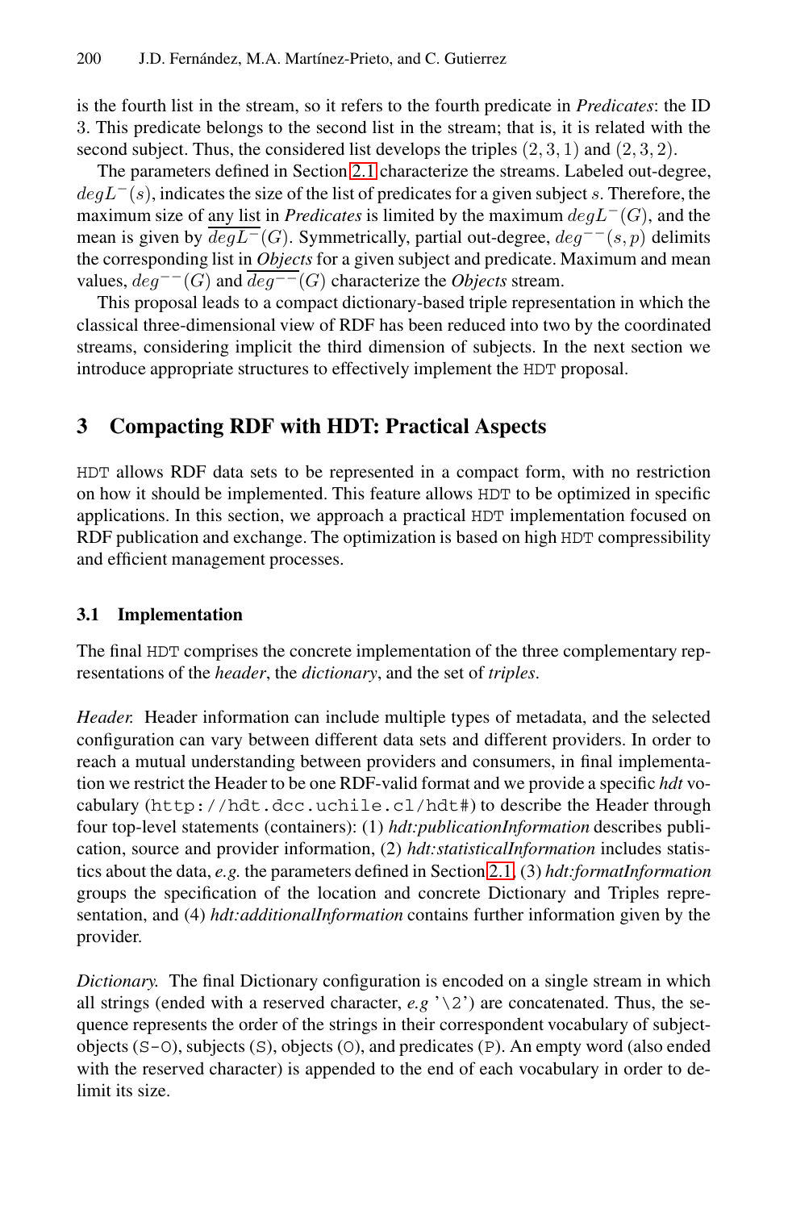is the fourth list in the stream, so it refers to the fourth predicate in *Predicates*: the ID 3. This predicate belongs to the second list in the stream; that is, it is related with the second subject. Thus, the considered list develops the triples $(2, 3, 1)$ and $(2, 3, 2)$.

The parameters defined in Section 2.1 characterize the streams. Labeled out-degree, $degL^{-}(s)$, indicates the size of the list of predicates for a given subject $s$. Therefore, the maximum size of any list in *Predicates* is limited by the maximum $degL^{-}(G)$, and the mean is given by $\overline{degL^{-}}(G)$. Symmetrically, partial out-degree, $deg^{--}(s, p)$ delimits the corresponding list in *Objects* for a given subject and predicate. Maximum and mean values, $deg^{--}(G)$ and $\overline{deg^{--}}(G)$ characterize the *Objects* stream.

This proposal leads to a compact dictionary-based triple representation in which the classical three-dimensional view of RDF has been reduced into two by the coordinated streams, considering implicit the third dimension of subjects. In the next section we introduce appropriate structures to effectively implement the HDT proposal.

## 3 Compacting RDF with HDT: Practical Aspects

HDT allows RDF data sets to be represented in a compact form, with no restriction on how it should be implemented. This feature allows HDT to be optimized in specific applications. In this section, we approach a practical HDT implementation focused on RDF publication and exchange. The optimization is based on high HDT compressibility and efficient management processes.

### 3.1 Implementation

The final HDT comprises the concrete implementation of the three complementary representations of the *header*, the *dictionary*, and the set of *triples*.

*Header.* Header information can include multiple types of metadata, and the selected configuration can vary between different data sets and different providers. In order to reach a mutual understanding between providers and consumers, in final implementation we restrict the Header to be one RDF-valid format and we provide a specific *hdt* vocabulary (`http://hdt.dcc.uchile.cl/hdt#`) to describe the Header through four top-level statements (containers): (1) *hdt:publicationInformation* describes publication, source and provider information, (2) *hdt:statisticalInformation* includes statistics about the data, *e.g.* the parameters defined in Section 2.1, (3) *hdt:formatInformation* groups the specification of the location and concrete Dictionary and Triples representation, and (4) *hdt:additionalInformation* contains further information given by the provider.

*Dictionary.* The final Dictionary configuration is encoded on a single stream in which all strings (ended with a reserved character, *e.g* '\2') are concatenated. Thus, the sequence represents the order of the strings in their correspondent vocabulary of subject-objects (S-O), subjects (S), objects (O), and predicates (P). An empty word (also ended with the reserved character) is appended to the end of each vocabulary in order to delimit its size.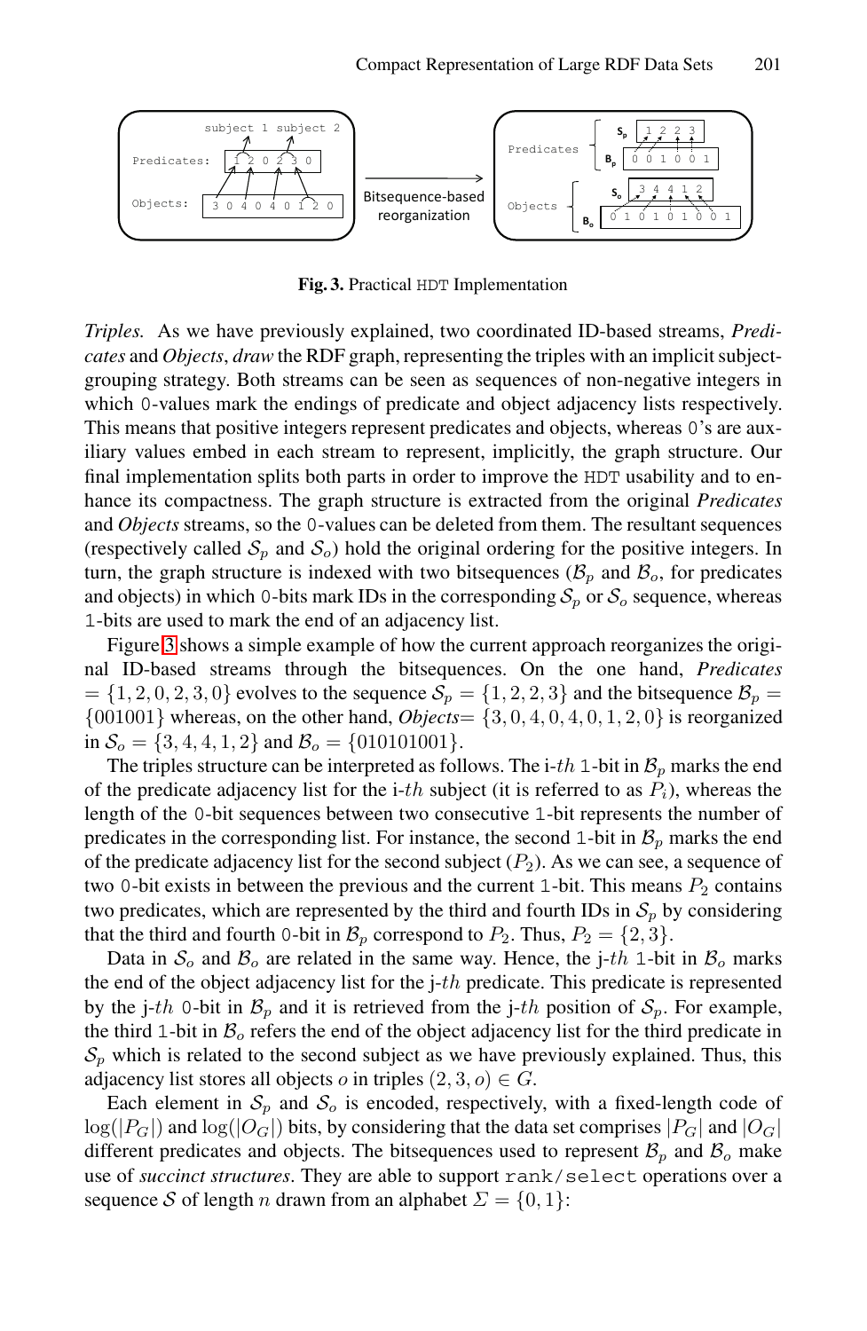**Fig. 3.** Practical HDT Implementation

*Triples.* As we have previously explained, two coordinated ID-based streams, *Predicates* and *Objects*, *draw* the RDF graph, representing the triples with an implicit subject-grouping strategy. Both streams can be seen as sequences of non-negative integers in which 0-values mark the endings of predicate and object adjacency lists respectively. This means that positive integers represent predicates and objects, whereas 0's are auxiliary values embed in each stream to represent, implicitly, the graph structure. Our final implementation splits both parts in order to improve the HDT usability and to enhance its compactness. The graph structure is extracted from the original *Predicates* and *Objects* streams, so the 0-values can be deleted from them. The resultant sequences (respectively called $\mathcal{S}_p$ and $\mathcal{S}_o$) hold the original ordering for the positive integers. In turn, the graph structure is indexed with two bitsequences ($\mathcal{B}_p$ and $\mathcal{B}_o$, for predicates and objects) in which 0-bits mark IDs in the corresponding $\mathcal{S}_p$ or $\mathcal{S}_o$ sequence, whereas 1-bits are used to mark the end of an adjacency list.

Figure 3 shows a simple example of how the current approach reorganizes the original ID-based streams through the bitsequences. On the one hand, *Predicates* $= \{1, 2, 0, 2, 3, 0\}$ evolves to the sequence $\mathcal{S}_p = \{1, 2, 2, 3\}$ and the bitsequence $\mathcal{B}_p = \{001001\}$ whereas, on the other hand, *Objects*$= \{3, 0, 4, 0, 4, 0, 1, 2, 0\}$ is reorganized in $\mathcal{S}_o = \{3, 4, 4, 1, 2\}$ and $\mathcal{B}_o = \{010101001\}$.

The triples structure can be interpreted as follows. The i-$th$ 1-bit in $\mathcal{B}_p$ marks the end of the predicate adjacency list for the i-$th$ subject (it is referred to as $P_i$), whereas the length of the 0-bit sequences between two consecutive 1-bit represents the number of predicates in the corresponding list. For instance, the second 1-bit in $\mathcal{B}_p$ marks the end of the predicate adjacency list for the second subject ($P_2$). As we can see, a sequence of two 0-bit exists in between the previous and the current 1-bit. This means $P_2$ contains two predicates, which are represented by the third and fourth IDs in $\mathcal{S}_p$ by considering that the third and fourth 0-bit in $\mathcal{B}_p$ correspond to $P_2$. Thus, $P_2 = \{2, 3\}$.

Data in $\mathcal{S}_o$ and $\mathcal{B}_o$ are related in the same way. Hence, the j-$th$ 1-bit in $\mathcal{B}_o$ marks the end of the object adjacency list for the j-$th$ predicate. This predicate is represented by the j-$th$ 0-bit in $\mathcal{B}_p$ and it is retrieved from the j-$th$ position of $\mathcal{S}_p$. For example, the third 1-bit in $\mathcal{B}_o$ refers the end of the object adjacency list for the third predicate in $\mathcal{S}_p$ which is related to the second subject as we have previously explained. Thus, this adjacency list stores all objects $o$ in triples $(2, 3, o) \in G$.

Each element in $\mathcal{S}_p$ and $\mathcal{S}_o$ is encoded, respectively, with a fixed-length code of $\log(|P_G|)$ and $\log(|O_G|)$ bits, by considering that the data set comprises $|P_G|$ and $|O_G|$ different predicates and objects. The bitsequences used to represent $\mathcal{B}_p$ and $\mathcal{B}_o$ make use of *succinct structures*. They are able to support rank/select operations over a sequence $\mathcal{S}$ of length $n$ drawn from an alphabet $\Sigma = \{0, 1\}$: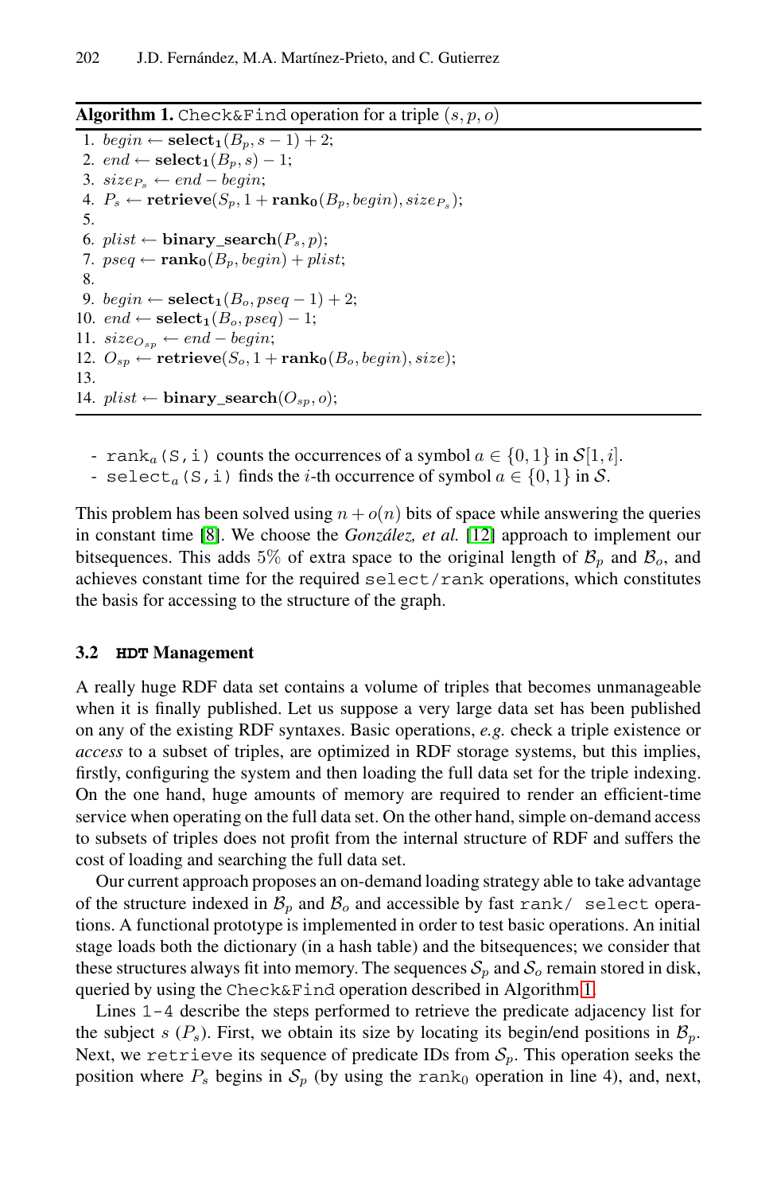**Algorithm 1.** `Check&Find` operation for a triple $(s, p, o)$

1. $begin \leftarrow \mathbf{select_1}(B_p, s-1) + 2$;
2. $end \leftarrow \mathbf{select_1}(B_p, s) - 1$;
3. $size_{P_s} \leftarrow end - begin$;
4. $P_s \leftarrow \mathbf{retrieve}(S_p, 1 + \mathbf{rank_0}(B_p, begin), size_{P_s})$;
5. 
6. $plist \leftarrow \mathbf{binary\_search}(P_s, p)$;
7. $pseq \leftarrow \mathbf{rank_0}(B_p, begin) + plist$;
8. 
9. $begin \leftarrow \mathbf{select_1}(B_o, pseq - 1) + 2$;
10. $end \leftarrow \mathbf{select_1}(B_o, pseq) - 1$;
11. $size_{O_{sp}} \leftarrow end - begin$;
12. $O_{sp} \leftarrow \mathbf{retrieve}(S_o, 1 + \mathbf{rank_0}(B_o, begin), size)$;
13. 
14. $plist \leftarrow \mathbf{binary\_search}(O_{sp}, o)$;

- $\texttt{rank}_a\texttt{(S,i)}$ counts the occurrences of a symbol $a \in \{0, 1\}$ in $\mathcal{S}[1, i]$.
- $\texttt{select}_a\texttt{(S,i)}$ finds the $i$-th occurrence of symbol $a \in \{0, 1\}$ in $\mathcal{S}$.

This problem has been solved using $n + o(n)$ bits of space while answering the queries in constant time [8]. We choose the *González, et al.* [12] approach to implement our bitsequences. This adds $5\%$ of extra space to the original length of $\mathcal{B}_p$ and $\mathcal{B}_o$, and achieves constant time for the required `select/rank` operations, which constitutes the basis for accessing to the structure of the graph.

### 3.2 HDT Management

A really huge RDF data set contains a volume of triples that becomes unmanageable when it is finally published. Let us suppose a very large data set has been published on any of the existing RDF syntaxes. Basic operations, *e.g.* check a triple existence or *access* to a subset of triples, are optimized in RDF storage systems, but this implies, firstly, configuring the system and then loading the full data set for the triple indexing. On the one hand, huge amounts of memory are required to render an efficient-time service when operating on the full data set. On the other hand, simple on-demand access to subsets of triples does not profit from the internal structure of RDF and suffers the cost of loading and searching the full data set.

Our current approach proposes an on-demand loading strategy able to take advantage of the structure indexed in $\mathcal{B}_p$ and $\mathcal{B}_o$ and accessible by fast `rank/ select` operations. A functional prototype is implemented in order to test basic operations. An initial stage loads both the dictionary (in a hash table) and the bitsequences; we consider that these structures always fit into memory. The sequences $\mathcal{S}_p$ and $\mathcal{S}_o$ remain stored in disk, queried by using the `Check&Find` operation described in Algorithm 1.

Lines `1-4` describe the steps performed to retrieve the predicate adjacency list for the subject $s$ ($P_s$). First, we obtain its size by locating its begin/end positions in $\mathcal{B}_p$. Next, we `retrieve` its sequence of predicate IDs from $\mathcal{S}_p$. This operation seeks the position where $P_s$ begins in $\mathcal{S}_p$ (by using the $\texttt{rank}_0$ operation in line 4), and, next,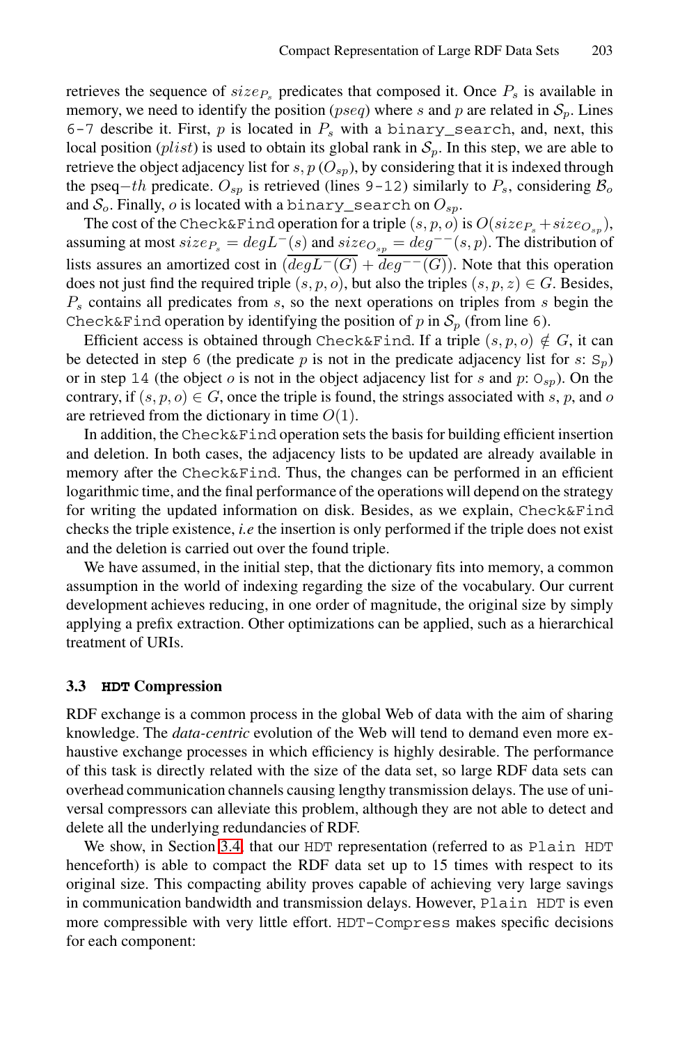retrieves the sequence of $size_{P_s}$ predicates that composed it. Once $P_s$ is available in memory, we need to identify the position ($pseq$) where $s$ and $p$ are related in $\mathcal{S}_p$. Lines `6-7` describe it. First, $p$ is located in $P_s$ with a `binary_search`, and, next, this local position ($plist$) is used to obtain its global rank in $\mathcal{S}_p$. In this step, we are able to retrieve the object adjacency list for $s, p$ ($O_{sp}$), by considering that it is indexed through the pseq$-th$ predicate. $O_{sp}$ is retrieved (lines `9-12`) similarly to $P_s$, considering $\mathcal{B}_o$ and $\mathcal{S}_o$. Finally, $o$ is located with a `binary_search` on $O_{sp}$.

The cost of the `Check&Find` operation for a triple $(s, p, o)$ is $O(size_{P_s} + size_{O_{sp}})$, assuming at most $size_{P_s} = degL^{-}(s)$ and $size_{O_{sp}} = deg^{--}(s, p)$. The distribution of lists assures an amortized cost in $(\overline{degL^{-}(G)} + \overline{deg^{--}(G)})$. Note that this operation does not just find the required triple $(s, p, o)$, but also the triples $(s, p, z) \in G$. Besides, $P_s$ contains all predicates from $s$, so the next operations on triples from $s$ begin the `Check&Find` operation by identifying the position of $p$ in $\mathcal{S}_p$ (from line `6`).

Efficient access is obtained through `Check&Find`. If a triple $(s, p, o) \notin G$, it can be detected in step `6` (the predicate $p$ is not in the predicate adjacency list for $s$: $\mathtt{S}_p$) or in step `14` (the object $o$ is not in the object adjacency list for $s$ and $p$: $\mathtt{O}_{sp}$). On the contrary, if $(s, p, o) \in G$, once the triple is found, the strings associated with $s$, $p$, and $o$ are retrieved from the dictionary in time $O(1)$.

In addition, the `Check&Find` operation sets the basis for building efficient insertion and deletion. In both cases, the adjacency lists to be updated are already available in memory after the `Check&Find`. Thus, the changes can be performed in an efficient logarithmic time, and the final performance of the operations will depend on the strategy for writing the updated information on disk. Besides, as we explain, `Check&Find` checks the triple existence, *i.e* the insertion is only performed if the triple does not exist and the deletion is carried out over the found triple.

We have assumed, in the initial step, that the dictionary fits into memory, a common assumption in the world of indexing regarding the size of the vocabulary. Our current development achieves reducing, in one order of magnitude, the original size by simply applying a prefix extraction. Other optimizations can be applied, such as a hierarchical treatment of URIs.

### 3.3 HDT Compression

RDF exchange is a common process in the global Web of data with the aim of sharing knowledge. The *data-centric* evolution of the Web will tend to demand even more exhaustive exchange processes in which efficiency is highly desirable. The performance of this task is directly related with the size of the data set, so large RDF data sets can overhead communication channels causing lengthy transmission delays. The use of universal compressors can alleviate this problem, although they are not able to detect and delete all the underlying redundancies of RDF.

We show, in Section 3.4, that our `HDT` representation (referred to as `Plain HDT` henceforth) is able to compact the RDF data set up to 15 times with respect to its original size. This compacting ability proves capable of achieving very large savings in communication bandwidth and transmission delays. However, `Plain HDT` is even more compressible with very little effort. `HDT-Compress` makes specific decisions for each component: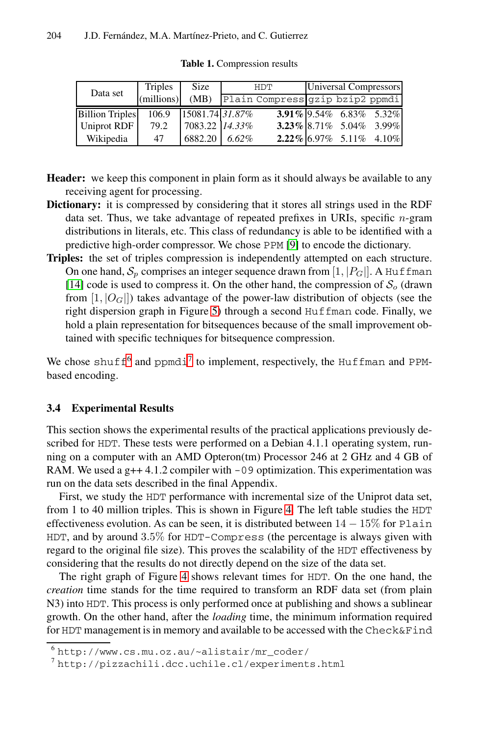**Table 1.** Compression results

| Data set | Triples (millions) | Size (MB) | HDT | | Universal Compressors | | |
|---|---|---|---|---|---|---|---|
| | | | Plain | Compress | gzip | bzip2 | ppmdi |
| Billion Triples | 106.9 | 15081.74 | *31.87%* | **3.91%** | 9.54% | 6.83% | 5.32% |
| Uniprot RDF | 79.2 | 7083.22 | *14.33%* | **3.23%** | 8.71% | 5.04% | 3.99% |
| Wikipedia | 47 | 6882.20 | *6.62%* | **2.22%** | 6.97% | 5.11% | 4.10% |

**Header:** we keep this component in plain form as it should always be available to any receiving agent for processing.

**Dictionary:** it is compressed by considering that it stores all strings used in the RDF data set. Thus, we take advantage of repeated prefixes in URIs, specific $n$-gram distributions in literals, etc. This class of redundancy is able to be identified with a predictive high-order compressor. We chose PPM [9] to encode the dictionary.

**Triples:** the set of triples compression is independently attempted on each structure. On one hand, $\mathcal{S}_p$ comprises an integer sequence drawn from $[1, |P_G|]$. A Huffman [14] code is used to compress it. On the other hand, the compression of $\mathcal{S}_o$ (drawn from $[1, |O_G|]$) takes advantage of the power-law distribution of objects (see the right dispersion graph in Figure 5) through a second Huffman code. Finally, we hold a plain representation for bitsequences because of the small improvement obtained with specific techniques for bitsequence compression.

We chose shuff[6] and ppmdi[7] to implement, respectively, the Huffman and PPM-based encoding.

### 3.4 Experimental Results

This section shows the experimental results of the practical applications previously described for HDT. These tests were performed on a Debian 4.1.1 operating system, running on a computer with an AMD Opteron(tm) Processor 246 at 2 GHz and 4 GB of RAM. We used a g++ 4.1.2 compiler with -O9 optimization. This experimentation was run on the data sets described in the final Appendix.

First, we study the HDT performance with incremental size of the Uniprot data set, from 1 to 40 million triples. This is shown in Figure 4. The left table studies the HDT effectiveness evolution. As can be seen, it is distributed between $14-15\%$ for Plain HDT, and by around $3.5\%$ for HDT-Compress (the percentage is always given with regard to the original file size). This proves the scalability of the HDT effectiveness by considering that the results do not directly depend on the size of the data set.

The right graph of Figure 4 shows relevant times for HDT. On the one hand, the *creation* time stands for the time required to transform an RDF data set (from plain N3) into HDT. This process is only performed once at publishing and shows a sublinear growth. On the other hand, after the *loading* time, the minimum information required for HDT management is in memory and available to be accessed with the Check&Find

[6] http://www.cs.mu.oz.au/~alistair/mr_coder/

[7] http://pizzachili.dcc.uchile.cl/experiments.html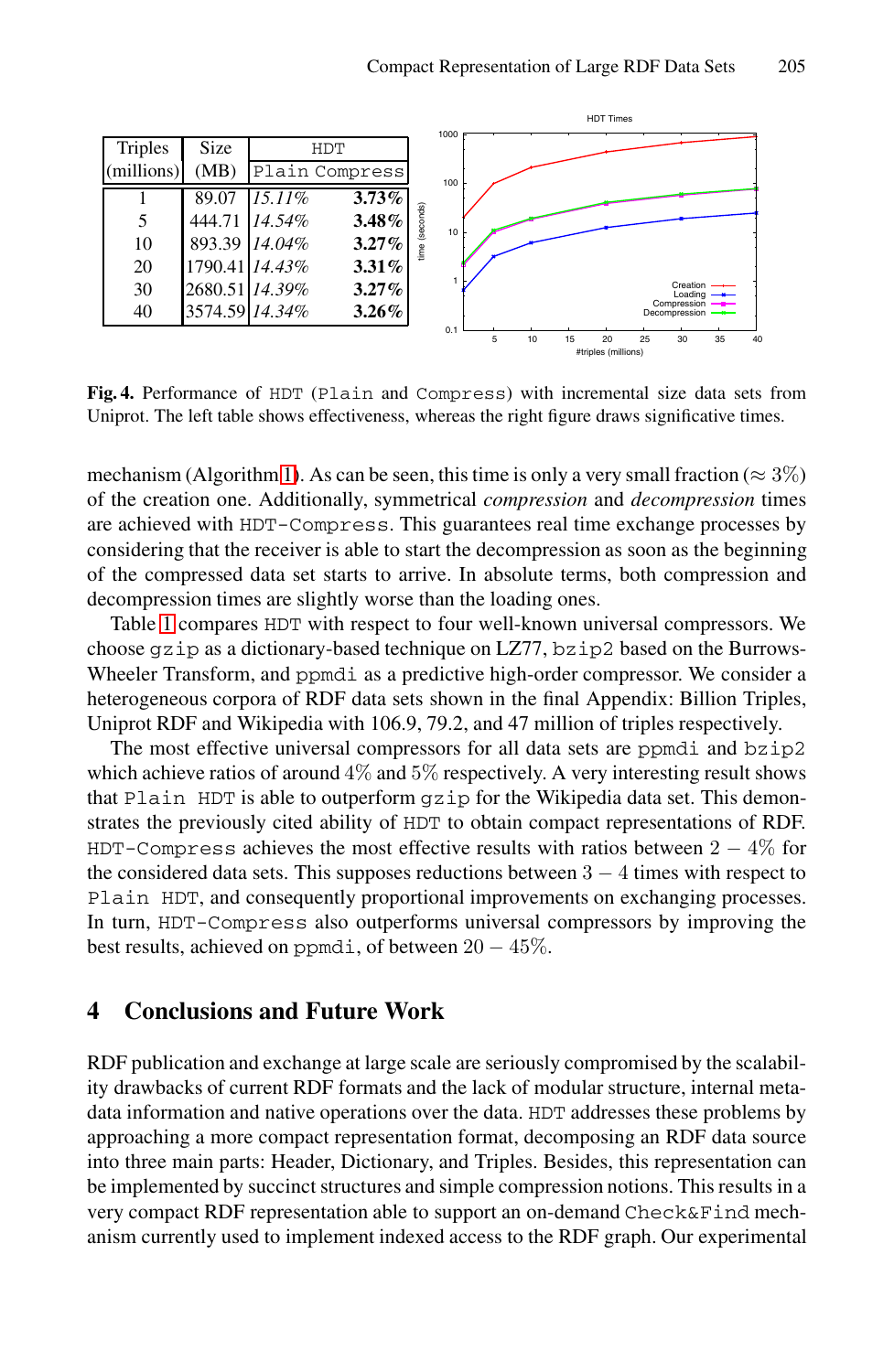| Triples (millions) | Size (MB) | HDT | |
|---|---|---|---|
| | | Plain | Compress |
| 1 | 89.07 | *15.11%* | **3.73%** |
| 5 | 444.71 | *14.54%* | **3.48%** |
| 10 | 893.39 | *14.04%* | **3.27%** |
| 20 | 1790.41 | *14.43%* | **3.31%** |
| 30 | 2680.51 | *14.39%* | **3.27%** |
| 40 | 3574.59 | *14.34%* | **3.26%** |

**Fig. 4.** Performance of HDT (Plain and Compress) with incremental size data sets from Uniprot. The left table shows effectiveness, whereas the right figure draws significative times.

mechanism (Algorithm 1). As can be seen, this time is only a very small fraction ($\approx 3\%$) of the creation one. Additionally, symmetrical *compression* and *decompression* times are achieved with HDT-Compress. This guarantees real time exchange processes by considering that the receiver is able to start the decompression as soon as the beginning of the compressed data set starts to arrive. In absolute terms, both compression and decompression times are slightly worse than the loading ones.

Table 1 compares HDT with respect to four well-known universal compressors. We choose gzip as a dictionary-based technique on LZ77, bzip2 based on the Burrows-Wheeler Transform, and ppmdi as a predictive high-order compressor. We consider a heterogeneous corpora of RDF data sets shown in the final Appendix: Billion Triples, Uniprot RDF and Wikipedia with 106.9, 79.2, and 47 million of triples respectively.

The most effective universal compressors for all data sets are ppmdi and bzip2 which achieve ratios of around $4\%$ and $5\%$ respectively. A very interesting result shows that Plain HDT is able to outperform gzip for the Wikipedia data set. This demonstrates the previously cited ability of HDT to obtain compact representations of RDF. HDT-Compress achieves the most effective results with ratios between $2-4\%$ for the considered data sets. This supposes reductions between $3-4$ times with respect to Plain HDT, and consequently proportional improvements on exchanging processes. In turn, HDT-Compress also outperforms universal compressors by improving the best results, achieved on ppmdi, of between $20-45\%$.

## 4 Conclusions and Future Work

RDF publication and exchange at large scale are seriously compromised by the scalability drawbacks of current RDF formats and the lack of modular structure, internal metadata information and native operations over the data. HDT addresses these problems by approaching a more compact representation format, decomposing an RDF data source into three main parts: Header, Dictionary, and Triples. Besides, this representation can be implemented by succinct structures and simple compression notions. This results in a very compact RDF representation able to support an on-demand Check&Find mechanism currently used to implement indexed access to the RDF graph. Our experimental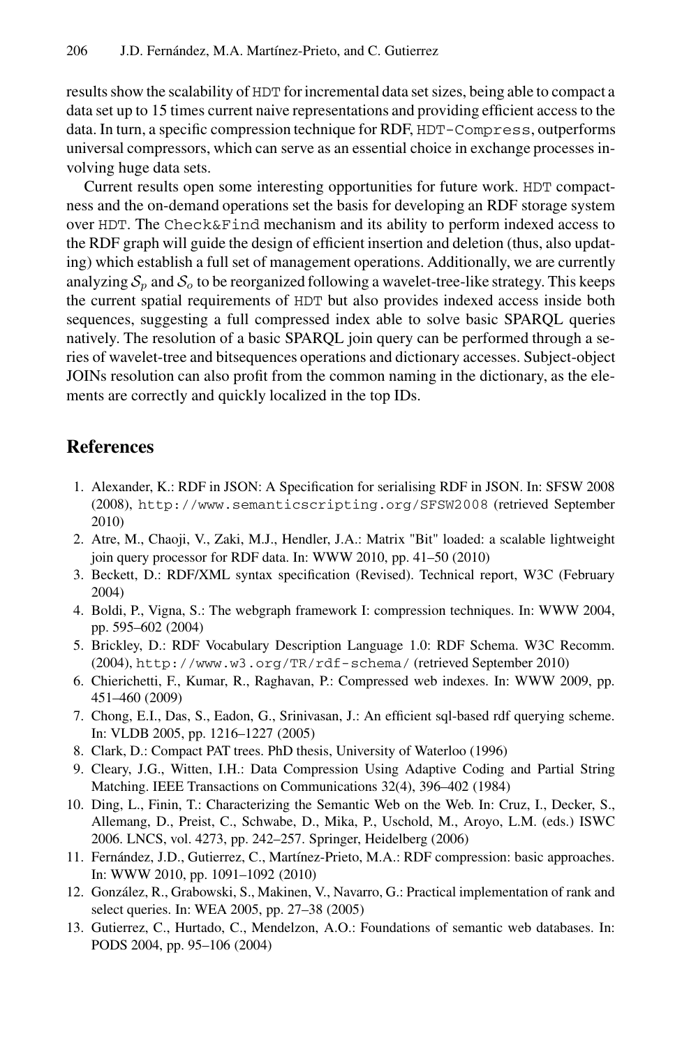results show the scalability of HDT for incremental data set sizes, being able to compact a data set up to 15 times current naive representations and providing efficient access to the data. In turn, a specific compression technique for RDF, HDT-Compress, outperforms universal compressors, which can serve as an essential choice in exchange processes involving huge data sets.

Current results open some interesting opportunities for future work. HDT compactness and the on-demand operations set the basis for developing an RDF storage system over HDT. The Check&Find mechanism and its ability to perform indexed access to the RDF graph will guide the design of efficient insertion and deletion (thus, also updating) which establish a full set of management operations. Additionally, we are currently analyzing $\mathcal{S}_p$ and $\mathcal{S}_o$ to be reorganized following a wavelet-tree-like strategy. This keeps the current spatial requirements of HDT but also provides indexed access inside both sequences, suggesting a full compressed index able to solve basic SPARQL queries natively. The resolution of a basic SPARQL join query can be performed through a series of wavelet-tree and bitsequences operations and dictionary accesses. Subject-object JOINs resolution can also profit from the common naming in the dictionary, as the elements are correctly and quickly localized in the top IDs.

## References

1. Alexander, K.: RDF in JSON: A Specification for serialising RDF in JSON. In: SFSW 2008 (2008), http://www.semanticscripting.org/SFSW2008 (retrieved September 2010)
2. Atre, M., Chaoji, V., Zaki, M.J., Hendler, J.A.: Matrix "Bit" loaded: a scalable lightweight join query processor for RDF data. In: WWW 2010, pp. 41–50 (2010)
3. Beckett, D.: RDF/XML syntax specification (Revised). Technical report, W3C (February 2004)
4. Boldi, P., Vigna, S.: The webgraph framework I: compression techniques. In: WWW 2004, pp. 595–602 (2004)
5. Brickley, D.: RDF Vocabulary Description Language 1.0: RDF Schema. W3C Recomm. (2004), http://www.w3.org/TR/rdf-schema/ (retrieved September 2010)
6. Chierichetti, F., Kumar, R., Raghavan, P.: Compressed web indexes. In: WWW 2009, pp. 451–460 (2009)
7. Chong, E.I., Das, S., Eadon, G., Srinivasan, J.: An efficient sql-based rdf querying scheme. In: VLDB 2005, pp. 1216–1227 (2005)
8. Clark, D.: Compact PAT trees. PhD thesis, University of Waterloo (1996)
9. Cleary, J.G., Witten, I.H.: Data Compression Using Adaptive Coding and Partial String Matching. IEEE Transactions on Communications 32(4), 396–402 (1984)
10. Ding, L., Finin, T.: Characterizing the Semantic Web on the Web. In: Cruz, I., Decker, S., Allemang, D., Preist, C., Schwabe, D., Mika, P., Uschold, M., Aroyo, L.M. (eds.) ISWC 2006. LNCS, vol. 4273, pp. 242–257. Springer, Heidelberg (2006)
11. Fernández, J.D., Gutierrez, C., Martínez-Prieto, M.A.: RDF compression: basic approaches. In: WWW 2010, pp. 1091–1092 (2010)
12. González, R., Grabowski, S., Makinen, V., Navarro, G.: Practical implementation of rank and select queries. In: WEA 2005, pp. 27–38 (2005)
13. Gutierrez, C., Hurtado, C., Mendelzon, A.O.: Foundations of semantic web databases. In: PODS 2004, pp. 95–106 (2004)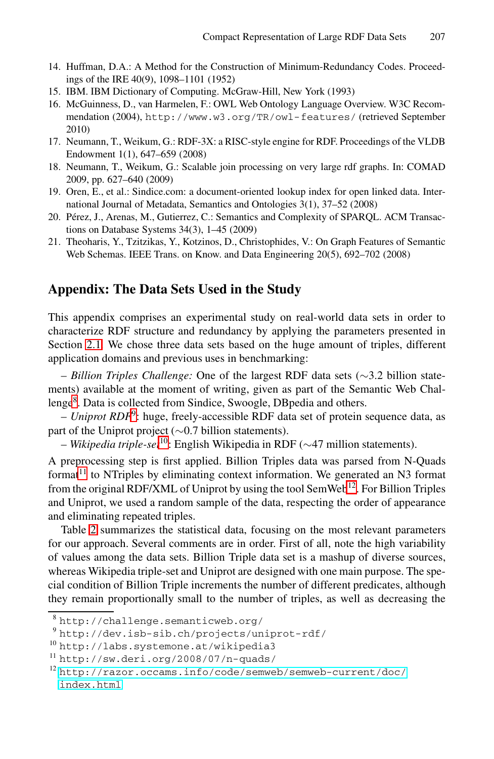14. Huffman, D.A.: A Method for the Construction of Minimum-Redundancy Codes. Proceedings of the IRE 40(9), 1098–1101 (1952)
15. IBM. IBM Dictionary of Computing. McGraw-Hill, New York (1993)
16. McGuinness, D., van Harmelen, F.: OWL Web Ontology Language Overview. W3C Recommendation (2004), `http://www.w3.org/TR/owl-features/` (retrieved September 2010)
17. Neumann, T., Weikum, G.: RDF-3X: a RISC-style engine for RDF. Proceedings of the VLDB Endowment 1(1), 647–659 (2008)
18. Neumann, T., Weikum, G.: Scalable join processing on very large rdf graphs. In: COMAD 2009, pp. 627–640 (2009)
19. Oren, E., et al.: Sindice.com: a document-oriented lookup index for open linked data. International Journal of Metadata, Semantics and Ontologies 3(1), 37–52 (2008)
20. Pérez, J., Arenas, M., Gutierrez, C.: Semantics and Complexity of SPARQL. ACM Transactions on Database Systems 34(3), 1–45 (2009)
21. Theoharis, Y., Tzitzikas, Y., Kotzinos, D., Christophides, V.: On Graph Features of Semantic Web Schemas. IEEE Trans. on Know. and Data Engineering 20(5), 692–702 (2008)

## Appendix: The Data Sets Used in the Study

This appendix comprises an experimental study on real-world data sets in order to characterize RDF structure and redundancy by applying the parameters presented in Section 2.1. We chose three data sets based on the huge amount of triples, different application domains and previous uses in benchmarking:

– *Billion Triples Challenge:* One of the largest RDF data sets (∼3.2 billion statements) available at the moment of writing, given as part of the Semantic Web Challenge[8]. Data is collected from Sindice, Swoogle, DBpedia and others.
– *Uniprot RDF*[9]: huge, freely-accessible RDF data set of protein sequence data, as part of the Uniprot project (∼0.7 billion statements).
– *Wikipedia triple-set*[10]: English Wikipedia in RDF (∼47 million statements).

A preprocessing step is first applied. Billion Triples data was parsed from N-Quads format[11] to NTriples by eliminating context information. We generated an N3 format from the original RDF/XML of Uniprot by using the tool SemWeb[12]. For Billion Triples and Uniprot, we used a random sample of the data, respecting the order of appearance and eliminating repeated triples.

Table 2 summarizes the statistical data, focusing on the most relevant parameters for our approach. Several comments are in order. First of all, note the high variability of values among the data sets. Billion Triple data set is a mashup of diverse sources, whereas Wikipedia triple-set and Uniprot are designed with one main purpose. The special condition of Billion Triple increments the number of different predicates, although they remain proportionally small to the number of triples, as well as decreasing the

---

[8] `http://challenge.semanticweb.org/`
[9] `http://dev.isb-sib.ch/projects/uniprot-rdf/`
[10] `http://labs.systemone.at/wikipedia3`
[11] `http://sw.deri.org/2008/07/n-quads/`
[12] `http://razor.occams.info/code/semweb/semweb-current/doc/index.html`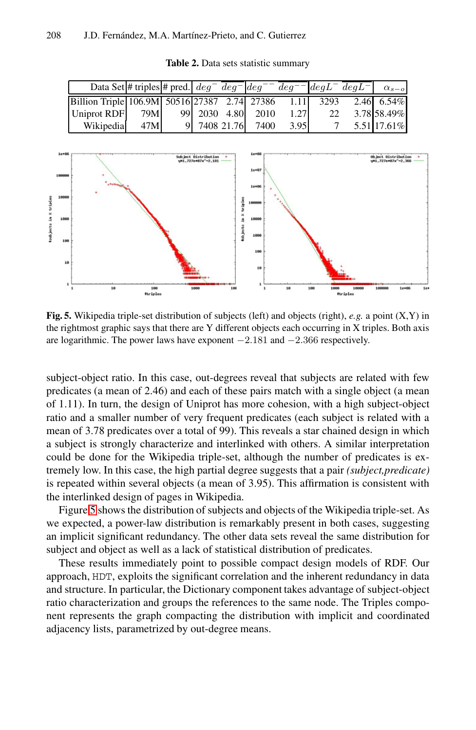**Table 2.** Data sets statistic summary

| Data Set | # triples | # pred. | $deg^{-}$ | $\overline{deg^{-}}$ | $deg^{--}$ | $\overline{deg^{--}}$ | $degL^{-}$ | $\overline{degL^{-}}$ | $\alpha_{s-o}$ |
|---|---|---|---|---|---|---|---|---|---|
| Billion Triple | 106.9M | 50516 | 27387 | 2.74 | 27386 | 1.11 | 3293 | 2.46 | 6.54% |
| Uniprot RDF | 79M | 99 | 2030 | 4.80 | 2010 | 1.27 | 22 | 3.78 | 58.49% |
| Wikipedia | 47M | 9 | 7408 | 21.76 | 7400 | 3.95 | 7 | 5.51 | 17.61% |

Subject Distribution
y=1.727e+07x^-2.181
#subjects in X triples
#triples

Object Distribution
y=1.727e+07x^-2.366
#objects in X triples
#triples

**Fig. 5.** Wikipedia triple-set distribution of subjects (left) and objects (right), *e.g.* a point (X,Y) in the rightmost graphic says that there are Y different objects each occurring in X triples. Both axis are logarithmic. The power laws have exponent $-2.181$ and $-2.366$ respectively.

subject-object ratio. In this case, out-degrees reveal that subjects are related with few predicates (a mean of 2.46) and each of these pairs match with a single object (a mean of 1.11). In turn, the design of Uniprot has more cohesion, with a high subject-object ratio and a smaller number of very frequent predicates (each subject is related with a mean of 3.78 predicates over a total of 99). This reveals a star chained design in which a subject is strongly characterize and interlinked with others. A similar interpretation could be done for the Wikipedia triple-set, although the number of predicates is extremely low. In this case, the high partial degree suggests that a pair *(subject,predicate)* is repeated within several objects (a mean of 3.95). This affirmation is consistent with the interlinked design of pages in Wikipedia.

Figure 5 shows the distribution of subjects and objects of the Wikipedia triple-set. As we expected, a power-law distribution is remarkably present in both cases, suggesting an implicit significant redundancy. The other data sets reveal the same distribution for subject and object as well as a lack of statistical distribution of predicates.

These results immediately point to possible compact design models of RDF. Our approach, HDT, exploits the significant correlation and the inherent redundancy in data and structure. In particular, the Dictionary component takes advantage of subject-object ratio characterization and groups the references to the same node. The Triples component represents the graph compacting the distribution with implicit and coordinated adjacency lists, parametrized by out-degree means.